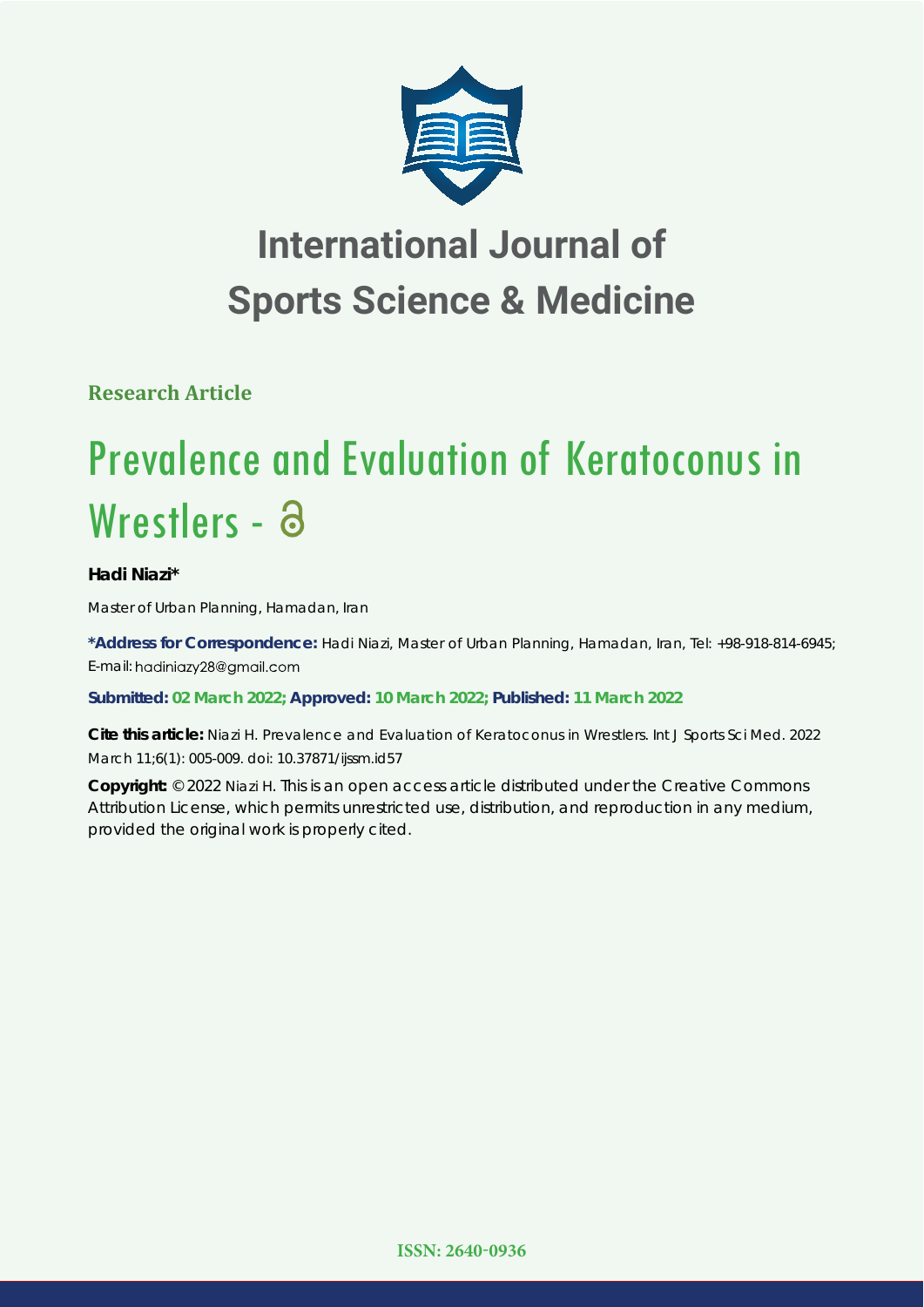# International Journal of Sports Science & Medicine

**Research Article**

# Prevalence and Evaluation of Keratoconus in Wrestlers -

**Hadi Niazi***

Master of Urban Planning, Hamadan, Iran

**\*Address for Correspondence:** Hadi Niazi, Master of Urban Planning, Hamadan, Iran, Tel: +98-918-814-6945; E-mail: hadiniazy28@gmail.com

**Submitted: 02 March 2022; Approved: 10 March 2022; Published: 11 March 2022**

**Cite this article:** Niazi H. Prevalence and Evaluation of Keratoconus in Wrestlers. Int J Sports Sci Med. 2022 March 11;6(1): 005-009. doi: 10.37871/ijssm.id57

**Copyright:** © 2022 Niazi H. This is an open access article distributed under the Creative Commons Attribution License, which permits unrestricted use, distribution, and reproduction in any medium, provided the original work is properly cited.

**ISSN: 2640-0936**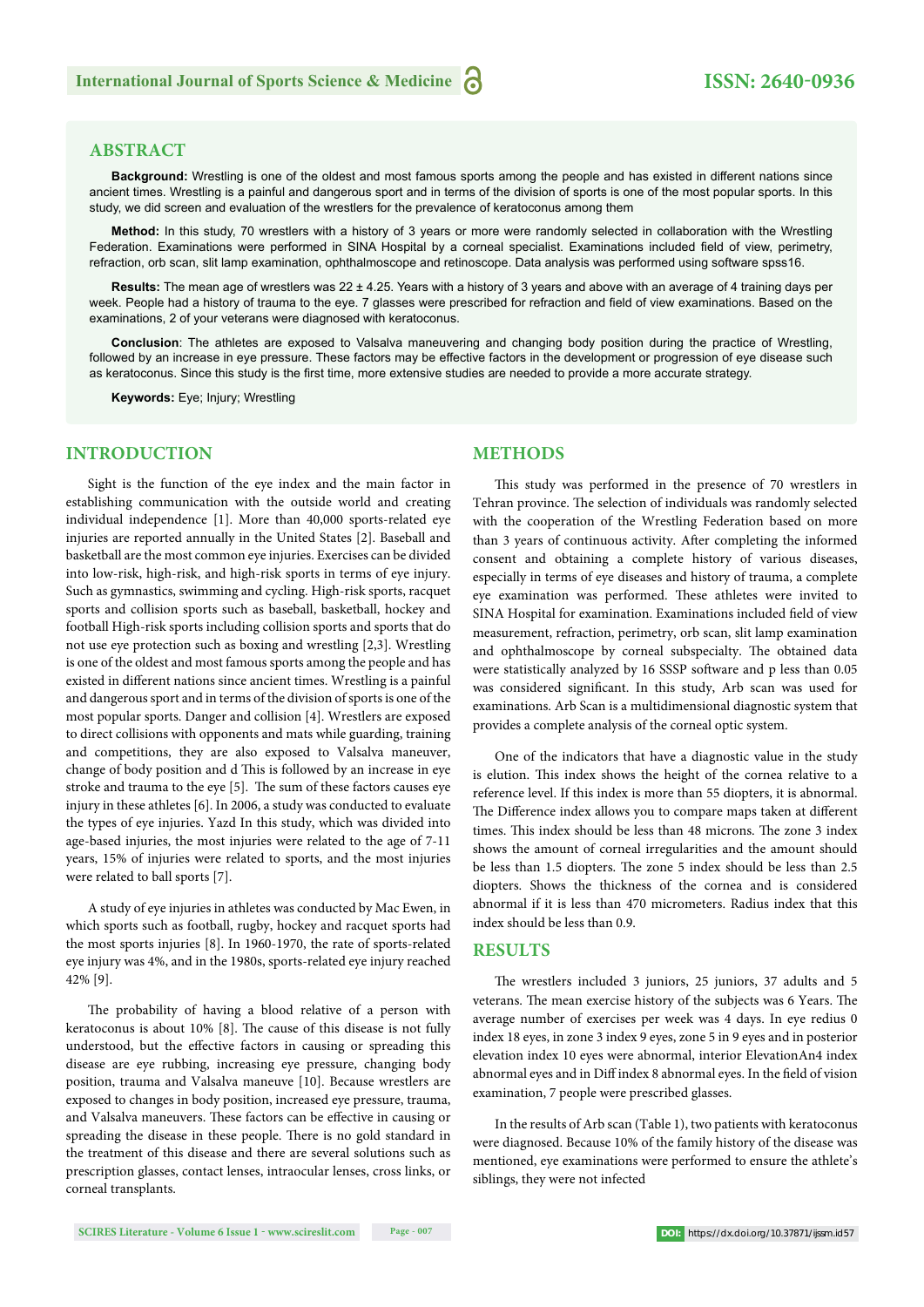## ABSTRACT

**Background:** Wrestling is one of the oldest and most famous sports among the people and has existed in different nations since ancient times. Wrestling is a painful and dangerous sport and in terms of the division of sports is one of the most popular sports. In this study, we did screen and evaluation of the wrestlers for the prevalence of keratoconus among them

**Method:** In this study, 70 wrestlers with a history of 3 years or more were randomly selected in collaboration with the Wrestling Federation. Examinations were performed in SINA Hospital by a corneal specialist. Examinations included field of view, perimetry, refraction, orb scan, slit lamp examination, ophthalmoscope and retinoscope. Data analysis was performed using software spss16.

**Results:** The mean age of wrestlers was 22 ± 4.25. Years with a history of 3 years and above with an average of 4 training days per week. People had a history of trauma to the eye. 7 glasses were prescribed for refraction and field of view examinations. Based on the examinations, 2 of your veterans were diagnosed with keratoconus.

**Conclusion**: The athletes are exposed to Valsalva maneuvering and changing body position during the practice of Wrestling, followed by an increase in eye pressure. These factors may be effective factors in the development or progression of eye disease such as keratoconus. Since this study is the first time, more extensive studies are needed to provide a more accurate strategy.

**Keywords:** Eye; Injury; Wrestling

## INTRODUCTION

Sight is the function of the eye index and the main factor in establishing communication with the outside world and creating individual independence [1]. More than 40,000 sports-related eye injuries are reported annually in the United States [2]. Baseball and basketball are the most common eye injuries. Exercises can be divided into low-risk, high-risk, and high-risk sports in terms of eye injury. Such as gymnastics, swimming and cycling. High-risk sports, racquet sports and collision sports such as baseball, basketball, hockey and football High-risk sports including collision sports and sports that do not use eye protection such as boxing and wrestling [2,3]. Wrestling is one of the oldest and most famous sports among the people and has existed in different nations since ancient times. Wrestling is a painful and dangerous sport and in terms of the division of sports is one of the most popular sports. Danger and collision [4]. Wrestlers are exposed to direct collisions with opponents and mats while guarding, training and competitions, they are also exposed to Valsalva maneuver, change of body position and d This is followed by an increase in eye stroke and trauma to the eye [5]. The sum of these factors causes eye injury in these athletes [6]. In 2006, a study was conducted to evaluate the types of eye injuries. Yazd In this study, which was divided into age-based injuries, the most injuries were related to the age of 7-11 years, 15% of injuries were related to sports, and the most injuries were related to ball sports [7].

A study of eye injuries in athletes was conducted by Mac Ewen, in which sports such as football, rugby, hockey and racquet sports had the most sports injuries [8]. In 1960-1970, the rate of sports-related eye injury was 4%, and in the 1980s, sports-related eye injury reached 42% [9].

The probability of having a blood relative of a person with keratoconus is about 10% [8]. The cause of this disease is not fully understood, but the effective factors in causing or spreading this disease are eye rubbing, increasing eye pressure, changing body position, trauma and Valsalva maneuve [10]. Because wrestlers are exposed to changes in body position, increased eye pressure, trauma, and Valsalva maneuvers. These factors can be effective in causing or spreading the disease in these people. There is no gold standard in the treatment of this disease and there are several solutions such as prescription glasses, contact lenses, intraocular lenses, cross links, or corneal transplants.

## METHODS

This study was performed in the presence of 70 wrestlers in Tehran province. The selection of individuals was randomly selected with the cooperation of the Wrestling Federation based on more than 3 years of continuous activity. After completing the informed consent and obtaining a complete history of various diseases, especially in terms of eye diseases and history of trauma, a complete eye examination was performed. These athletes were invited to SINA Hospital for examination. Examinations included field of view measurement, refraction, perimetry, orb scan, slit lamp examination and ophthalmoscope by corneal subspecialty. The obtained data were statistically analyzed by 16 SSSP software and p less than 0.05 was considered significant. In this study, Arb scan was used for examinations. Arb Scan is a multidimensional diagnostic system that provides a complete analysis of the corneal optic system.

One of the indicators that have a diagnostic value in the study is elution. This index shows the height of the cornea relative to a reference level. If this index is more than 55 diopters, it is abnormal. The Difference index allows you to compare maps taken at different times. This index should be less than 48 microns. The zone 3 index shows the amount of corneal irregularities and the amount should be less than 1.5 diopters. The zone 5 index should be less than 2.5 diopters. Shows the thickness of the cornea and is considered abnormal if it is less than 470 micrometers. Radius index that this index should be less than 0.9.

## RESULTS

The wrestlers included 3 juniors, 25 juniors, 37 adults and 5 veterans. The mean exercise history of the subjects was 6 Years. The average number of exercises per week was 4 days. In eye redius 0 index 18 eyes, in zone 3 index 9 eyes, zone 5 in 9 eyes and in posterior elevation index 10 eyes were abnormal, interior ElevationAn4 index abnormal eyes and in Diff index 8 abnormal eyes. In the field of vision examination, 7 people were prescribed glasses.

In the results of Arb scan (Table 1), two patients with keratoconus were diagnosed. Because 10% of the family history of the disease was mentioned, eye examinations were performed to ensure the athlete's siblings, they were not infected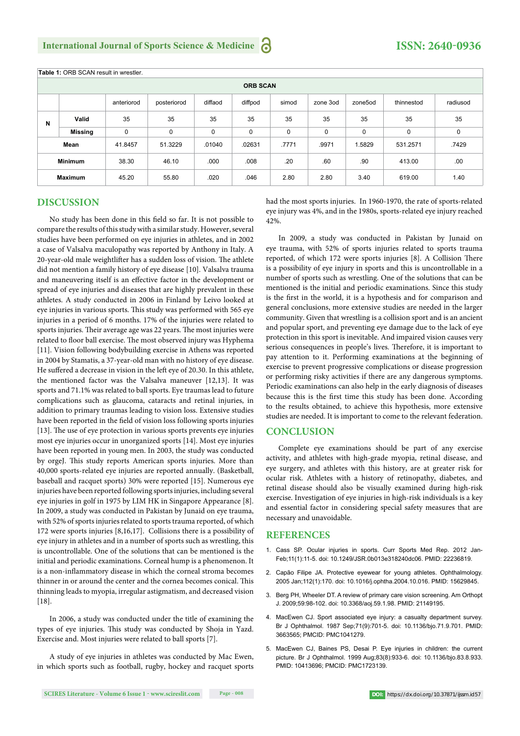**Table 1:** ORB SCAN result in wrestler.

| | | ORB SCAN | | | | | | | | |
|---|---|---|---|---|---|---|---|---|---|---|
| | | anteriorod | posteriorod | diffaod | diffpod | simod | zone 3od | zone5od | thinnestod | radiusod |
| N | Valid | 35 | 35 | 35 | 35 | 35 | 35 | 35 | 35 | 35 |
| | Missing | 0 | 0 | 0 | 0 | 0 | 0 | 0 | 0 | 0 |
| Mean | | 41.8457 | 51.3229 | .01040 | .02631 | .7771 | .9971 | 1.5829 | 531.2571 | .7429 |
| Minimum | | 38.30 | 46.10 | .000 | .008 | .20 | .60 | .90 | 413.00 | .00 |
| Maximum | | 45.20 | 55.80 | .020 | .046 | 2.80 | 2.80 | 3.40 | 619.00 | 1.40 |

## DISCUSSION

No study has been done in this field so far. It is not possible to compare the results of this study with a similar study. However, several studies have been performed on eye injuries in athletes, and in 2002 a case of Valsalva maculopathy was reported by Anthony in Italy. A 20-year-old male weightlifter has a sudden loss of vision. The athlete did not mention a family history of eye disease [10]. Valsalva trauma and maneuvering itself is an effective factor in the development or spread of eye injuries and diseases that are highly prevalent in these athletes. A study conducted in 2006 in Finland by Leivo looked at eye injuries in various sports. This study was performed with 565 eye injuries in a period of 6 months. 17% of the injuries were related to sports injuries. Their average age was 22 years. The most injuries were related to floor ball exercise. The most observed injury was Hyphema [11]. Vision following bodybuilding exercise in Athens was reported in 2004 by Stamatis, a 37-year-old man with no history of eye disease. He suffered a decrease in vision in the left eye of 20.30. In this athlete, the mentioned factor was the Valsalva maneuver [12,13]. It was sports and 71.1% was related to ball sports. Eye traumas lead to future complications such as glaucoma, cataracts and retinal injuries, in addition to primary traumas leading to vision loss. Extensive studies have been reported in the field of vision loss following sports injuries [13]. The use of eye protection in various sports prevents eye injuries most eye injuries occur in unorganized sports [14]. Most eye injuries have been reported in young men. In 2003, the study was conducted by orgeJ. This study reports American sports injuries. More than 40,000 sports-related eye injuries are reported annually. (Basketball, baseball and racquet sports) 30% were reported [15]. Numerous eye injuries have been reported following sports injuries, including several eye injuries in golf in 1975 by LIM HK in Singapore Appearance [8]. In 2009, a study was conducted in Pakistan by Junaid on eye trauma, with 52% of sports injuries related to sports trauma reported, of which 172 were sports injuries [8,16,17]. Collisions there is a possibility of eye injury in athletes and in a number of sports such as wrestling, this is uncontrollable. One of the solutions that can be mentioned is the initial and periodic examinations. Corneal hump is a phenomenon. It is a non-inflammatory disease in which the corneal stroma becomes thinner in or around the center and the cornea becomes conical. This thinning leads to myopia, irregular astigmatism, and decreased vision [18].

In 2006, a study was conducted under the title of examining the types of eye injuries. This study was conducted by Shoja in Yazd. Exercise and. Most injuries were related to ball sports [7].

A study of eye injuries in athletes was conducted by Mac Ewen, in which sports such as football, rugby, hockey and racquet sports had the most sports injuries. In 1960-1970, the rate of sports-related eye injury was 4%, and in the 1980s, sports-related eye injury reached 42%.

In 2009, a study was conducted in Pakistan by Junaid on eye trauma, with 52% of sports injuries related to sports trauma reported, of which 172 were sports injuries [8]. A Collision There is a possibility of eye injury in sports and this is uncontrollable in a number of sports such as wrestling. One of the solutions that can be mentioned is the initial and periodic examinations. Since this study is the first in the world, it is a hypothesis and for comparison and general conclusions, more extensive studies are needed in the larger community. Given that wrestling is a collision sport and is an ancient and popular sport, and preventing eye damage due to the lack of eye protection in this sport is inevitable. And impaired vision causes very serious consequences in people's lives. Therefore, it is important to pay attention to it. Performing examinations at the beginning of exercise to prevent progressive complications or disease progression or performing risky activities if there are any dangerous symptoms. Periodic examinations can also help in the early diagnosis of diseases because this is the first time this study has been done. According to the results obtained, to achieve this hypothesis, more extensive studies are needed. It is important to come to the relevant federation.

## CONCLUSION

Complete eye examinations should be part of any exercise activity, and athletes with high-grade myopia, retinal disease, and eye surgery, and athletes with this history, are at greater risk for ocular risk. Athletes with a history of retinopathy, diabetes, and retinal disease should also be visually examined during high-risk exercise. Investigation of eye injuries in high-risk individuals is a key and essential factor in considering special safety measures that are necessary and unavoidable.

## REFERENCES

1. Cass SP. Ocular injuries in sports. Curr Sports Med Rep. 2012 Jan-Feb;11(1):11-5. doi: 10.1249/JSR.0b013e318240dc06. PMID: 22236819.
2. Capão Filipe JA. Protective eyewear for young athletes. Ophthalmology. 2005 Jan;112(1):170. doi: 10.1016/j.ophtha.2004.10.016. PMID: 15629845.
3. Berg PH, Wheeler DT. A review of primary care vision screening. Am Orthopt J. 2009;59:98-102. doi: 10.3368/aoj.59.1.98. PMID: 21149195.
4. MacEwen CJ. Sport associated eye injury: a casualty department survey. Br J Ophthalmol. 1987 Sep;71(9):701-5. doi: 10.1136/bjo.71.9.701. PMID: 3663565; PMCID: PMC1041279.
5. MacEwen CJ, Baines PS, Desai P. Eye injuries in children: the current picture. Br J Ophthalmol. 1999 Aug;83(8):933-6. doi: 10.1136/bjo.83.8.933. PMID: 10413696; PMCID: PMC1723139.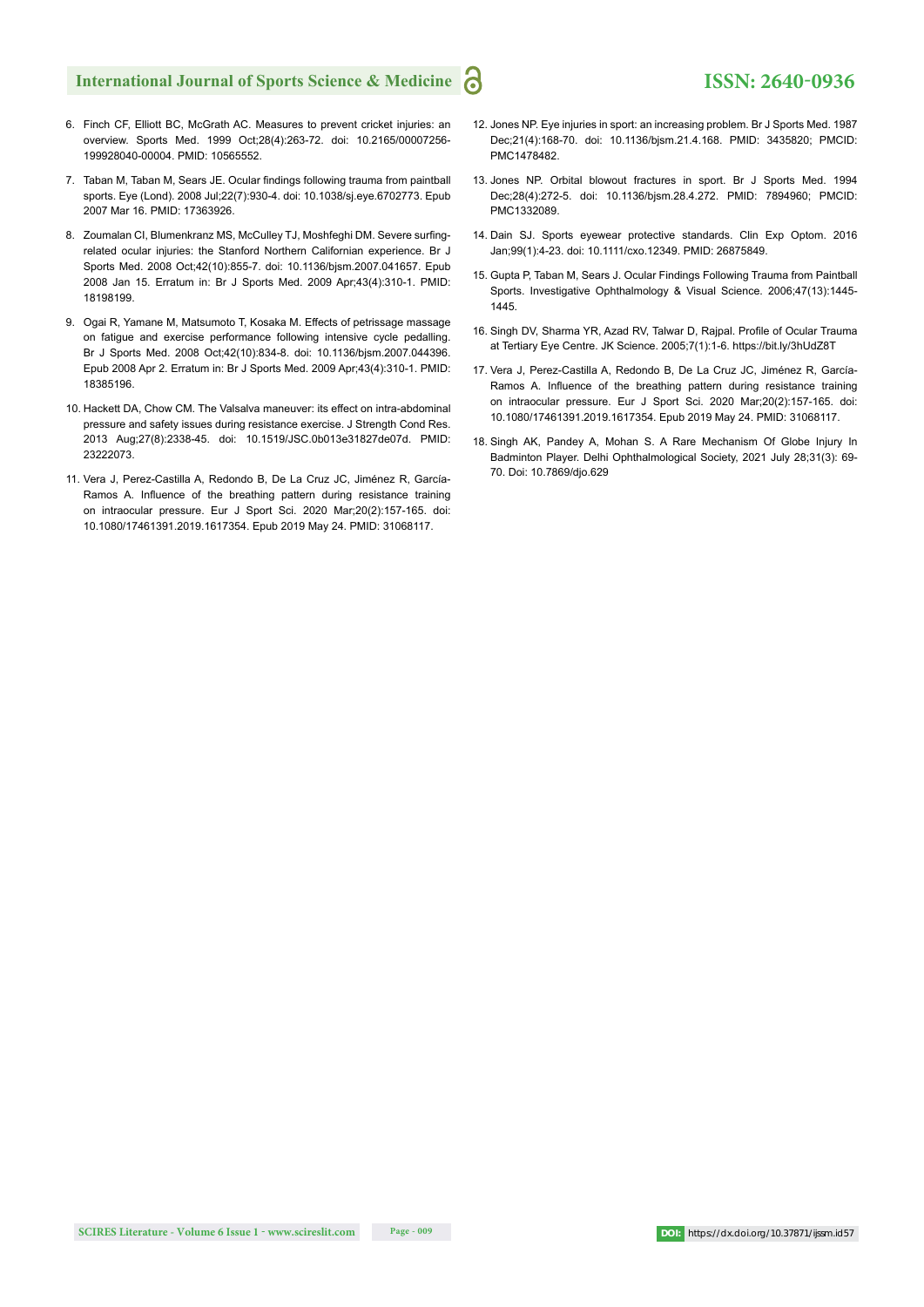6. Finch CF, Elliott BC, McGrath AC. Measures to prevent cricket injuries: an overview. Sports Med. 1999 Oct;28(4):263-72. doi: 10.2165/00007256-199928040-00004. PMID: 10565552.

7. Taban M, Taban M, Sears JE. Ocular findings following trauma from paintball sports. Eye (Lond). 2008 Jul;22(7):930-4. doi: 10.1038/sj.eye.6702773. Epub 2007 Mar 16. PMID: 17363926.

8. Zoumalan CI, Blumenkranz MS, McCulley TJ, Moshfeghi DM. Severe surfing-related ocular injuries: the Stanford Northern Californian experience. Br J Sports Med. 2008 Oct;42(10):855-7. doi: 10.1136/bjsm.2007.041657. Epub 2008 Jan 15. Erratum in: Br J Sports Med. 2009 Apr;43(4):310-1. PMID: 18198199.

9. Ogai R, Yamane M, Matsumoto T, Kosaka M. Effects of petrissage massage on fatigue and exercise performance following intensive cycle pedalling. Br J Sports Med. 2008 Oct;42(10):834-8. doi: 10.1136/bjsm.2007.044396. Epub 2008 Apr 2. Erratum in: Br J Sports Med. 2009 Apr;43(4):310-1. PMID: 18385196.

10. Hackett DA, Chow CM. The Valsalva maneuver: its effect on intra-abdominal pressure and safety issues during resistance exercise. J Strength Cond Res. 2013 Aug;27(8):2338-45. doi: 10.1519/JSC.0b013e31827de07d. PMID: 23222073.

11. Vera J, Perez-Castilla A, Redondo B, De La Cruz JC, Jiménez R, García-Ramos A. Influence of the breathing pattern during resistance training on intraocular pressure. Eur J Sport Sci. 2020 Mar;20(2):157-165. doi: 10.1080/17461391.2019.1617354. Epub 2019 May 24. PMID: 31068117.

12. Jones NP. Eye injuries in sport: an increasing problem. Br J Sports Med. 1987 Dec;21(4):168-70. doi: 10.1136/bjsm.21.4.168. PMID: 3435820; PMCID: PMC1478482.

13. Jones NP. Orbital blowout fractures in sport. Br J Sports Med. 1994 Dec;28(4):272-5. doi: 10.1136/bjsm.28.4.272. PMID: 7894960; PMCID: PMC1332089.

14. Dain SJ. Sports eyewear protective standards. Clin Exp Optom. 2016 Jan;99(1):4-23. doi: 10.1111/cxo.12349. PMID: 26875849.

15. Gupta P, Taban M, Sears J. Ocular Findings Following Trauma from Paintball Sports. Investigative Ophthalmology & Visual Science. 2006;47(13):1445-1445.

16. Singh DV, Sharma YR, Azad RV, Talwar D, Rajpal. Profile of Ocular Trauma at Tertiary Eye Centre. JK Science. 2005;7(1):1-6. https://bit.ly/3hUdZ8T

17. Vera J, Perez-Castilla A, Redondo B, De La Cruz JC, Jiménez R, García-Ramos A. Influence of the breathing pattern during resistance training on intraocular pressure. Eur J Sport Sci. 2020 Mar;20(2):157-165. doi: 10.1080/17461391.2019.1617354. Epub 2019 May 24. PMID: 31068117.

18. Singh AK, Pandey A, Mohan S. A Rare Mechanism Of Globe Injury In Badminton Player. Delhi Ophthalmological Society, 2021 July 28;31(3): 69-70. Doi: 10.7869/djo.629